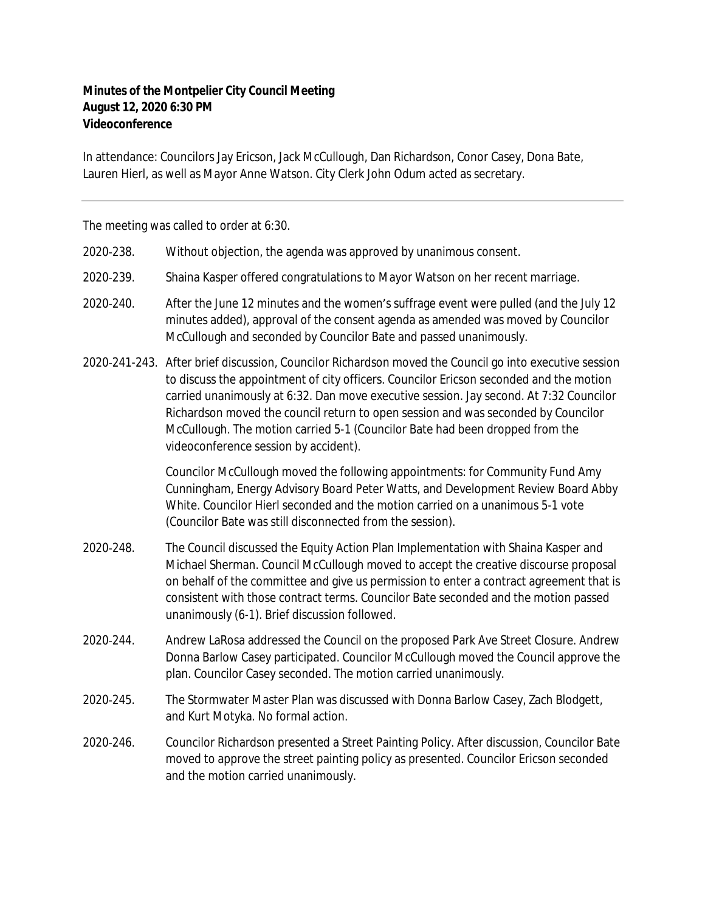**Minutes of the Montpelier City Council Meeting**
**August 12, 2020 6:30 PM**
**Videoconference**

In attendance: Councilors Jay Ericson, Jack McCullough, Dan Richardson, Conor Casey, Dona Bate, Lauren Hierl, as well as Mayor Anne Watson. City Clerk John Odum acted as secretary.

---

The meeting was called to order at 6:30.

2020-238. Without objection, the agenda was approved by unanimous consent.

2020-239. Shaina Kasper offered congratulations to Mayor Watson on her recent marriage.

2020-240. After the June 12 minutes and the women's suffrage event were pulled (and the July 12 minutes added), approval of the consent agenda as amended was moved by Councilor McCullough and seconded by Councilor Bate and passed unanimously.

2020-241-243. After brief discussion, Councilor Richardson moved the Council go into executive session to discuss the appointment of city officers. Councilor Ericson seconded and the motion carried unanimously at 6:32. Dan move executive session. Jay second. At 7:32 Councilor Richardson moved the council return to open session and was seconded by Councilor McCullough. The motion carried 5-1 (Councilor Bate had been dropped from the videoconference session by accident).

Councilor McCullough moved the following appointments: for Community Fund Amy Cunningham, Energy Advisory Board Peter Watts, and Development Review Board Abby White. Councilor Hierl seconded and the motion carried on a unanimous 5-1 vote (Councilor Bate was still disconnected from the session).

2020-248. The Council discussed the Equity Action Plan Implementation with Shaina Kasper and Michael Sherman. Council McCullough moved to accept the creative discourse proposal on behalf of the committee and give us permission to enter a contract agreement that is consistent with those contract terms. Councilor Bate seconded and the motion passed unanimously (6-1). Brief discussion followed.

2020-244. Andrew LaRosa addressed the Council on the proposed Park Ave Street Closure. Andrew Donna Barlow Casey participated. Councilor McCullough moved the Council approve the plan. Councilor Casey seconded. The motion carried unanimously.

2020-245. The Stormwater Master Plan was discussed with Donna Barlow Casey, Zach Blodgett, and Kurt Motyka. No formal action.

2020-246. Councilor Richardson presented a Street Painting Policy. After discussion, Councilor Bate moved to approve the street painting policy as presented. Councilor Ericson seconded and the motion carried unanimously.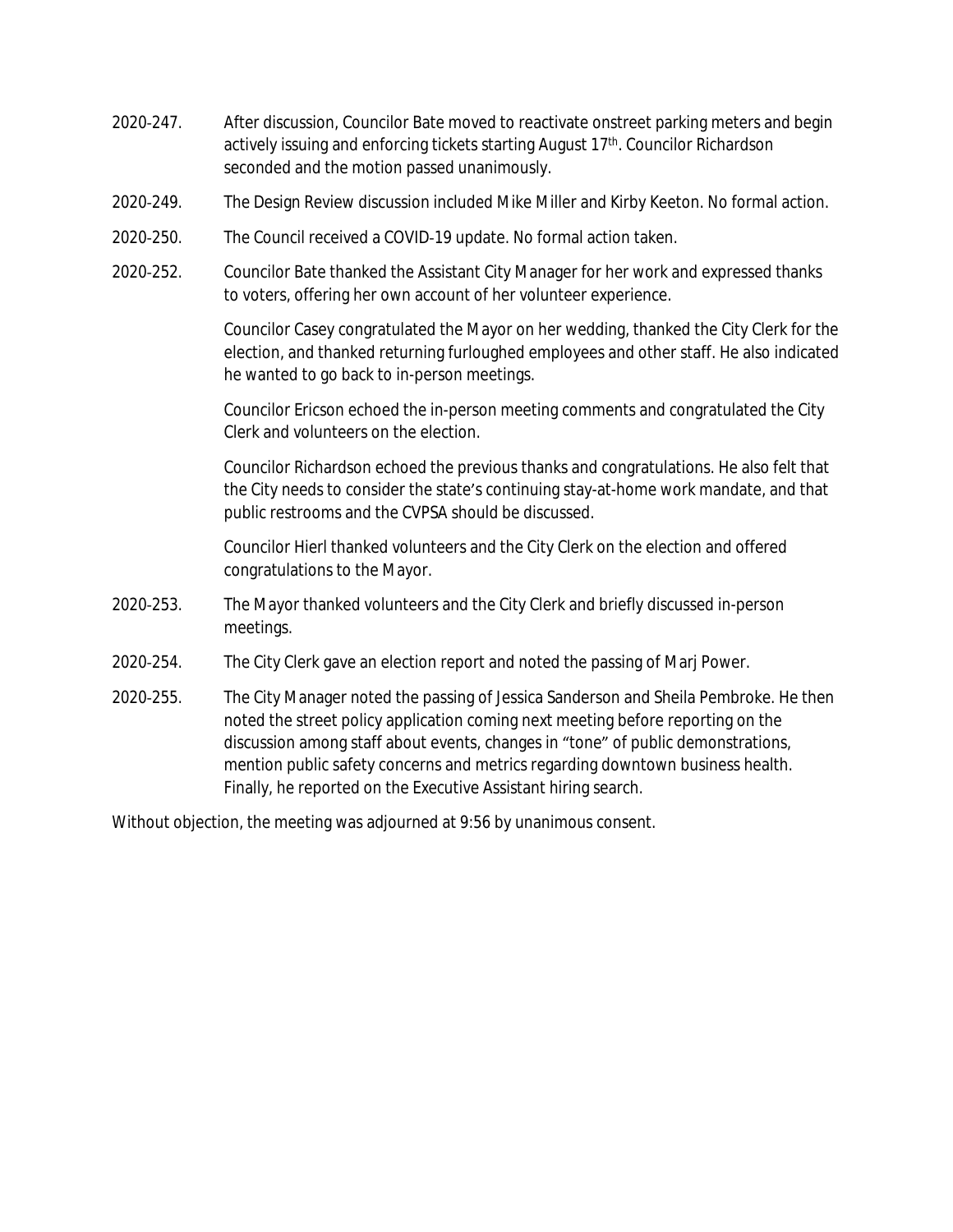2020-247. After discussion, Councilor Bate moved to reactivate onstreet parking meters and begin actively issuing and enforcing tickets starting August 17th. Councilor Richardson seconded and the motion passed unanimously.

2020-249. The Design Review discussion included Mike Miller and Kirby Keeton. No formal action.

2020-250. The Council received a COVID-19 update. No formal action taken.

2020-252. Councilor Bate thanked the Assistant City Manager for her work and expressed thanks to voters, offering her own account of her volunteer experience.

Councilor Casey congratulated the Mayor on her wedding, thanked the City Clerk for the election, and thanked returning furloughed employees and other staff. He also indicated he wanted to go back to in-person meetings.

Councilor Ericson echoed the in-person meeting comments and congratulated the City Clerk and volunteers on the election.

Councilor Richardson echoed the previous thanks and congratulations. He also felt that the City needs to consider the state's continuing stay-at-home work mandate, and that public restrooms and the CVPSA should be discussed.

Councilor Hierl thanked volunteers and the City Clerk on the election and offered congratulations to the Mayor.

2020-253. The Mayor thanked volunteers and the City Clerk and briefly discussed in-person meetings.

2020-254. The City Clerk gave an election report and noted the passing of Marj Power.

2020-255. The City Manager noted the passing of Jessica Sanderson and Sheila Pembroke. He then noted the street policy application coming next meeting before reporting on the discussion among staff about events, changes in "tone" of public demonstrations, mention public safety concerns and metrics regarding downtown business health. Finally, he reported on the Executive Assistant hiring search.

Without objection, the meeting was adjourned at 9:56 by unanimous consent.